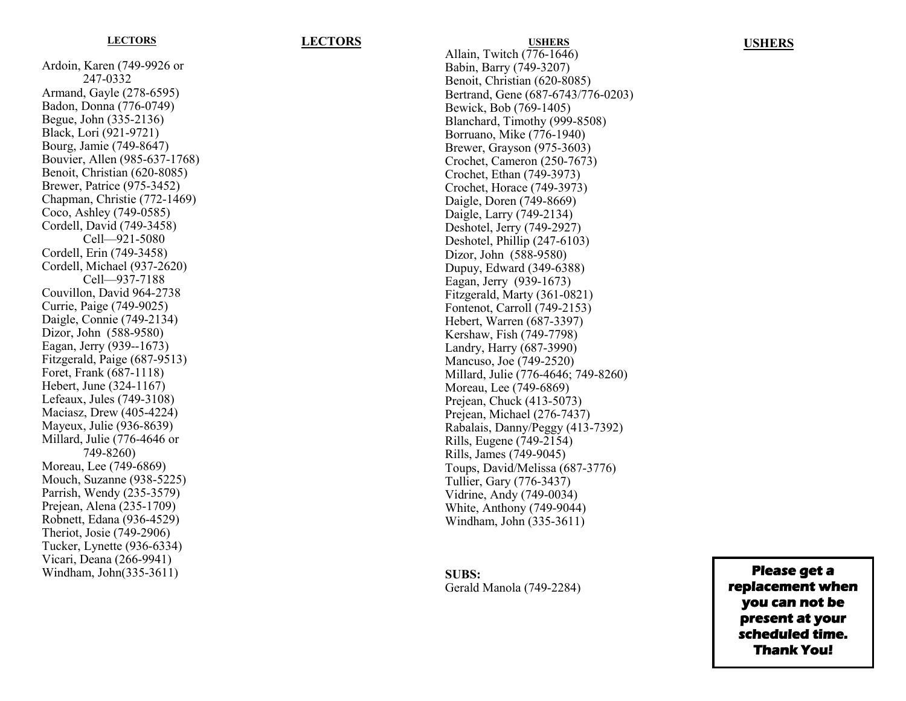## LECTORS

## LECTORS

Ardoin, Karen (749-9926 or 247-0332
Armand, Gayle (278-6595)
Badon, Donna (776-0749)
Begue, John (335-2136)
Black, Lori (921-9721)
Bourg, Jamie (749-8647)
Bouvier, Allen (985-637-1768)
Benoit, Christian (620-8085)
Brewer, Patrice (975-3452)
Chapman, Christie (772-1469)
Coco, Ashley (749-0585)
Cordell, David (749-3458)
Cell—921-5080
Cordell, Erin (749-3458)
Cordell, Michael (937-2620)
Cell—937-7188
Couvillon, David 964-2738
Currie, Paige (749-9025)
Daigle, Connie (749-2134)
Dizor, John (588-9580)
Eagan, Jerry (939--1673)
Fitzgerald, Paige (687-9513)
Foret, Frank (687-1118)
Hebert, June (324-1167)
Lefeaux, Jules (749-3108)
Maciasz, Drew (405-4224)
Mayeux, Julie (936-8639)
Millard, Julie (776-4646 or 749-8260)
Moreau, Lee (749-6869)
Mouch, Suzanne (938-5225)
Parrish, Wendy (235-3579)
Prejean, Alena (235-1709)
Robnett, Edana (936-4529)
Theriot, Josie (749-2906)
Tucker, Lynette (936-6334)
Vicari, Deana (266-9941)
Windham, John(335-3611)

## USHERS

## USHERS

Allain, Twitch (776-1646)
Babin, Barry (749-3207)
Benoit, Christian (620-8085)
Bertrand, Gene (687-6743/776-0203)
Bewick, Bob (769-1405)
Blanchard, Timothy (999-8508)
Borruano, Mike (776-1940)
Brewer, Grayson (975-3603)
Crochet, Cameron (250-7673)
Crochet, Ethan (749-3973)
Crochet, Horace (749-3973)
Daigle, Doren (749-8669)
Daigle, Larry (749-2134)
Deshotel, Jerry (749-2927)
Deshotel, Phillip (247-6103)
Dizor, John (588-9580)
Dupuy, Edward (349-6388)
Eagan, Jerry (939-1673)
Fitzgerald, Marty (361-0821)
Fontenot, Carroll (749-2153)
Hebert, Warren (687-3397)
Kershaw, Fish (749-7798)
Landry, Harry (687-3990)
Mancuso, Joe (749-2520)
Millard, Julie (776-4646; 749-8260)
Moreau, Lee (749-6869)
Prejean, Chuck (413-5073)
Prejean, Michael (276-7437)
Rabalais, Danny/Peggy (413-7392)
Rills, Eugene (749-2154)
Rills, James (749-9045)
Toups, David/Melissa (687-3776)
Tullier, Gary (776-3437)
Vidrine, Andy (749-0034)
White, Anthony (749-9044)
Windham, John (335-3611)

**SUBS:**
Gerald Manola (749-2284)

**Please get a replacement when you can not be present at your scheduled time. Thank You!**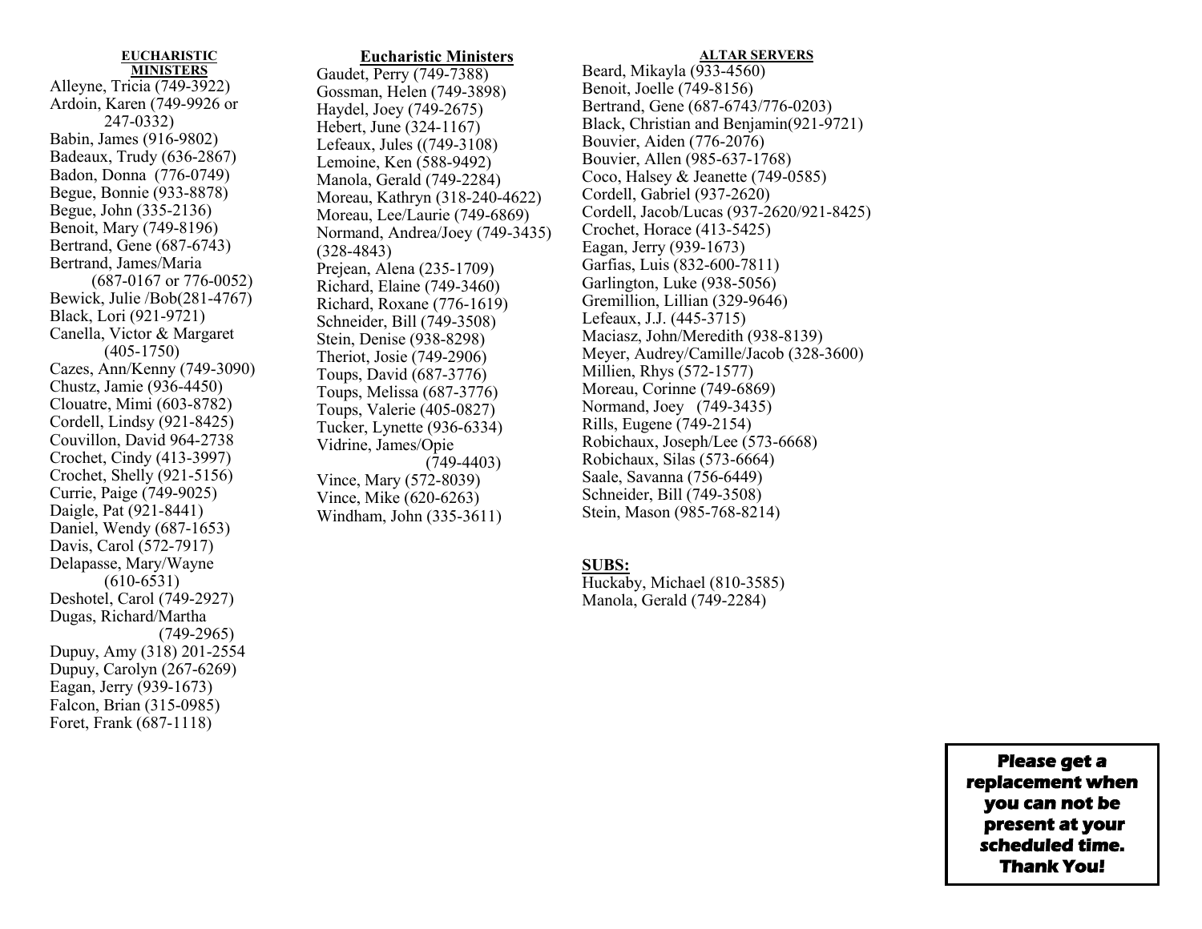**EUCHARISTIC MINISTERS**

Alleyne, Tricia (749-3922)
Ardoin, Karen (749-9926 or 247-0332)
Babin, James (916-9802)
Badeaux, Trudy (636-2867)
Badon, Donna (776-0749)
Begue, Bonnie (933-8878)
Begue, John (335-2136)
Benoit, Mary (749-8196)
Bertrand, Gene (687-6743)
Bertrand, James/Maria (687-0167 or 776-0052)
Bewick, Julie /Bob(281-4767)
Black, Lori (921-9721)
Canella, Victor & Margaret (405-1750)
Cazes, Ann/Kenny (749-3090)
Chustz, Jamie (936-4450)
Clouatre, Mimi (603-8782)
Cordell, Lindsy (921-8425)
Couvillon, David 964-2738
Crochet, Cindy (413-3997)
Crochet, Shelly (921-5156)
Currie, Paige (749-9025)
Daigle, Pat (921-8441)
Daniel, Wendy (687-1653)
Davis, Carol (572-7917)
Delapasse, Mary/Wayne (610-6531)
Deshotel, Carol (749-2927)
Dugas, Richard/Martha (749-2965)
Dupuy, Amy (318) 201-2554
Dupuy, Carolyn (267-6269)
Eagan, Jerry (939-1673)
Falcon, Brian (315-0985)
Foret, Frank (687-1118)

**Eucharistic Ministers**

Gaudet, Perry (749-7388)
Gossman, Helen (749-3898)
Haydel, Joey (749-2675)
Hebert, June (324-1167)
Lefeaux, Jules ((749-3108)
Lemoine, Ken (588-9492)
Manola, Gerald (749-2284)
Moreau, Kathryn (318-240-4622)
Moreau, Lee/Laurie (749-6869)
Normand, Andrea/Joey (749-3435) (328-4843)
Prejean, Alena (235-1709)
Richard, Elaine (749-3460)
Richard, Roxane (776-1619)
Schneider, Bill (749-3508)
Stein, Denise (938-8298)
Theriot, Josie (749-2906)
Toups, David (687-3776)
Toups, Melissa (687-3776)
Toups, Valerie (405-0827)
Tucker, Lynette (936-6334)
Vidrine, James/Opie (749-4403)
Vince, Mary (572-8039)
Vince, Mike (620-6263)
Windham, John (335-3611)

**ALTAR SERVERS**

Beard, Mikayla (933-4560)
Benoit, Joelle (749-8156)
Bertrand, Gene (687-6743/776-0203)
Black, Christian and Benjamin(921-9721)
Bouvier, Aiden (776-2076)
Bouvier, Allen (985-637-1768)
Coco, Halsey & Jeanette (749-0585)
Cordell, Gabriel (937-2620)
Cordell, Jacob/Lucas (937-2620/921-8425)
Crochet, Horace (413-5425)
Eagan, Jerry (939-1673)
Garfias, Luis (832-600-7811)
Garlington, Luke (938-5056)
Gremillion, Lillian (329-9646)
Lefeaux, J.J. (445-3715)
Maciasz, John/Meredith (938-8139)
Meyer, Audrey/Camille/Jacob (328-3600)
Millien, Rhys (572-1577)
Moreau, Corinne (749-6869)
Normand, Joey (749-3435)
Rills, Eugene (749-2154)
Robichaux, Joseph/Lee (573-6668)
Robichaux, Silas (573-6664)
Saale, Savanna (756-6449)
Schneider, Bill (749-3508)
Stein, Mason (985-768-8214)

**SUBS:**

Huckaby, Michael (810-3585)
Manola, Gerald (749-2284)

**Please get a replacement when you can not be present at your scheduled time. Thank You!**